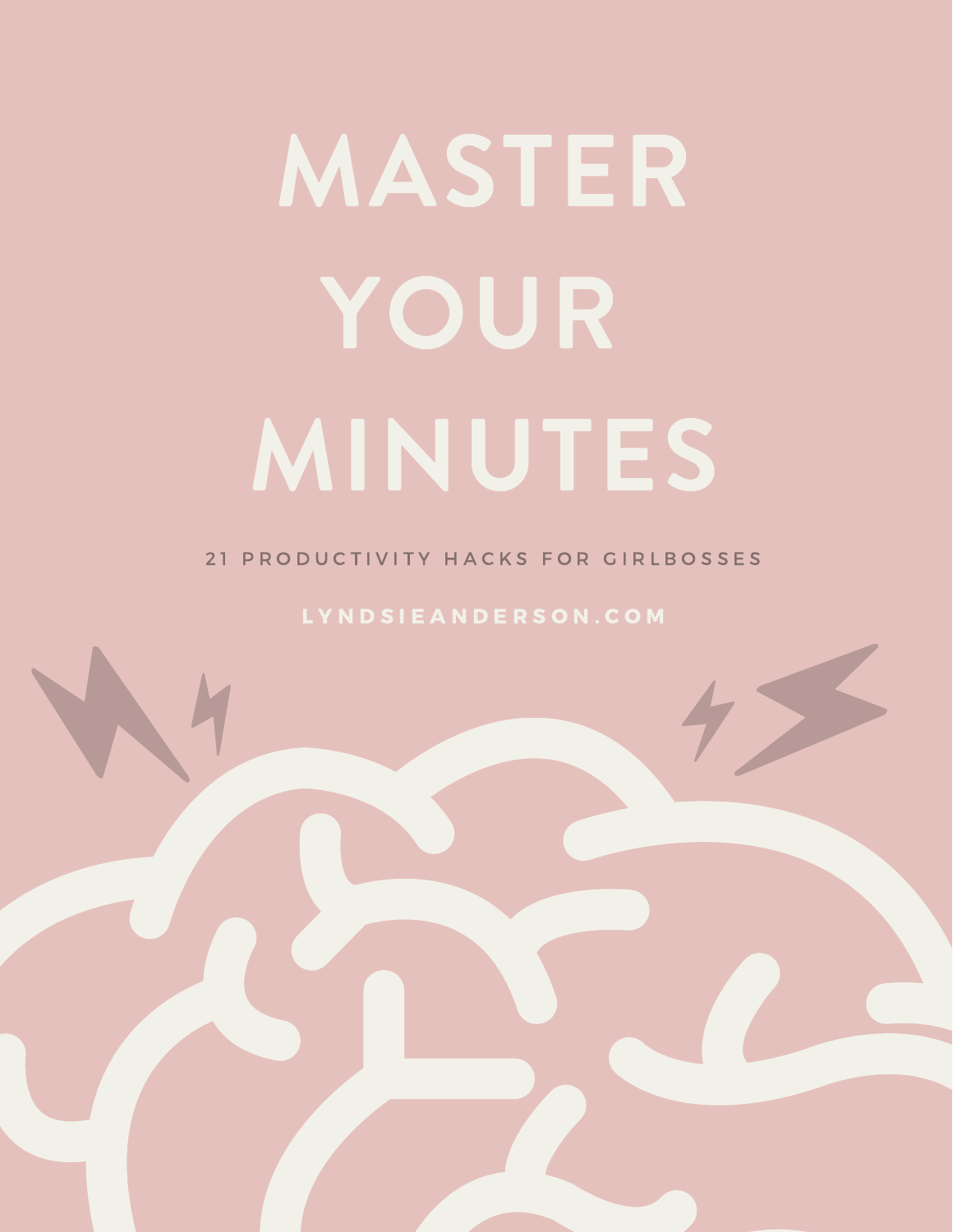# MASTER YOUR MINUTES

21 PRODUCTIVITY HACKS FOR GIRLBOSSES

LYNDSIEANDERSON.COM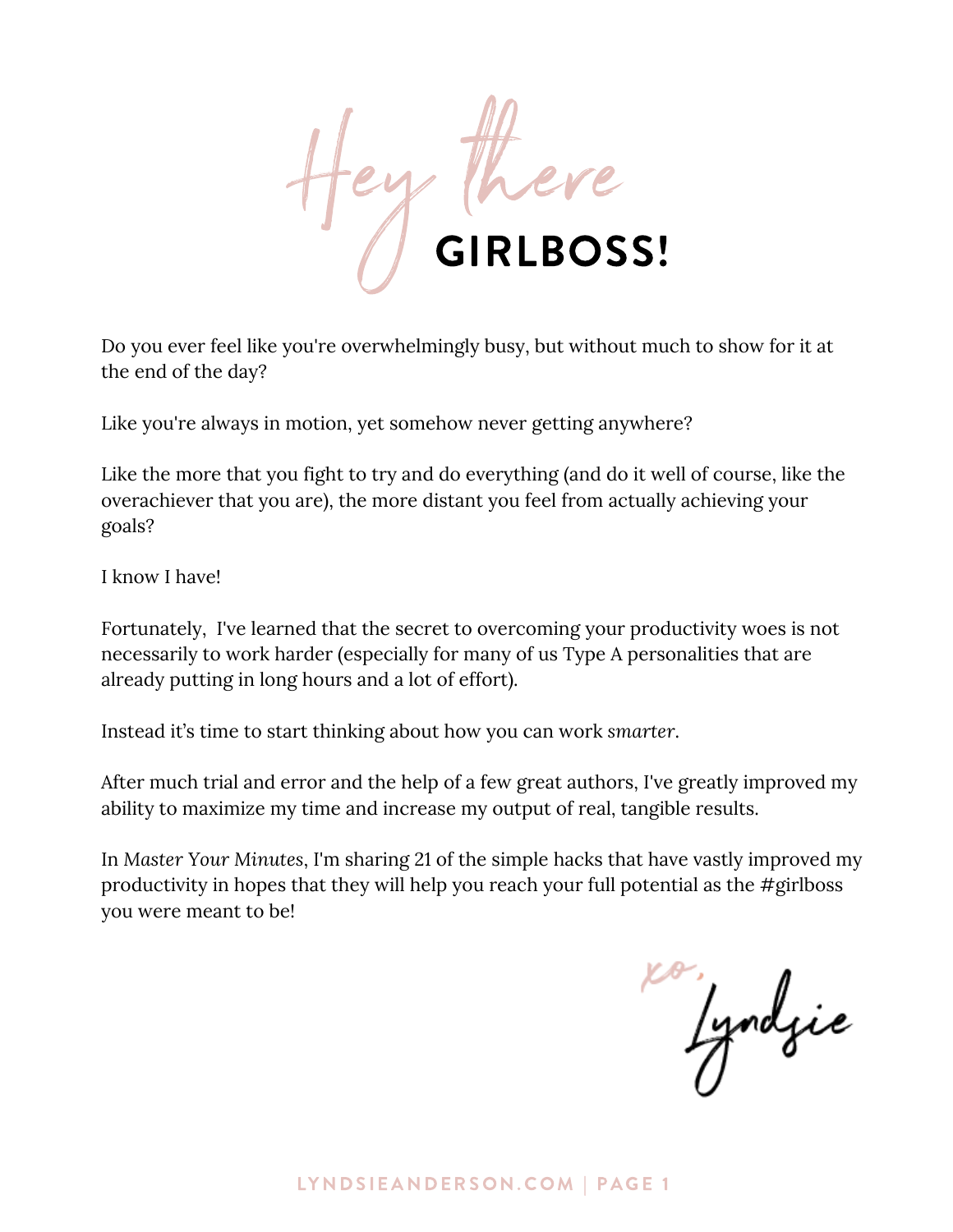# Hey there GIRLBOSS!

Do you ever feel like you're overwhelmingly busy, but without much to show for it at the end of the day?

Like you're always in motion, yet somehow never getting anywhere?

Like the more that you fight to try and do everything (and do it well of course, like the overachiever that you are), the more distant you feel from actually achieving your goals?

I know I have!

Fortunately, I've learned that the secret to overcoming your productivity woes is not necessarily to work harder (especially for many of us Type A personalities that are already putting in long hours and a lot of effort).

Instead it's time to start thinking about how you can work *smarter*.

After much trial and error and the help of a few great authors, I've greatly improved my ability to maximize my time and increase my output of real, tangible results.

In *Master Your Minutes*, I'm sharing 21 of the simple hacks that have vastly improved my productivity in hopes that they will help you reach your full potential as the #girlboss you were meant to be!

xo,
Lyndsie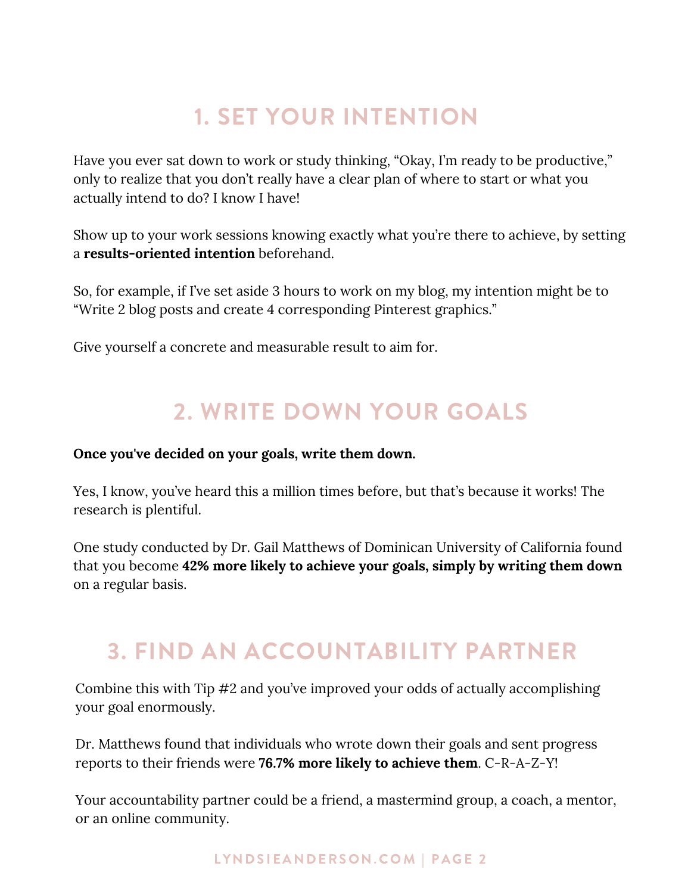## 1. SET YOUR INTENTION

Have you ever sat down to work or study thinking, "Okay, I'm ready to be productive," only to realize that you don't really have a clear plan of where to start or what you actually intend to do? I know I have!

Show up to your work sessions knowing exactly what you're there to achieve, by setting a **results-oriented intention** beforehand.

So, for example, if I've set aside 3 hours to work on my blog, my intention might be to "Write 2 blog posts and create 4 corresponding Pinterest graphics."

Give yourself a concrete and measurable result to aim for.

## 2. WRITE DOWN YOUR GOALS

**Once you've decided on your goals, write them down.**

Yes, I know, you've heard this a million times before, but that's because it works! The research is plentiful.

One study conducted by Dr. Gail Matthews of Dominican University of California found that you become **42% more likely to achieve your goals, simply by writing them down** on a regular basis.

## 3. FIND AN ACCOUNTABILITY PARTNER

Combine this with Tip #2 and you've improved your odds of actually accomplishing your goal enormously.

Dr. Matthews found that individuals who wrote down their goals and sent progress reports to their friends were **76.7% more likely to achieve them**. C-R-A-Z-Y!

Your accountability partner could be a friend, a mastermind group, a coach, a mentor, or an online community.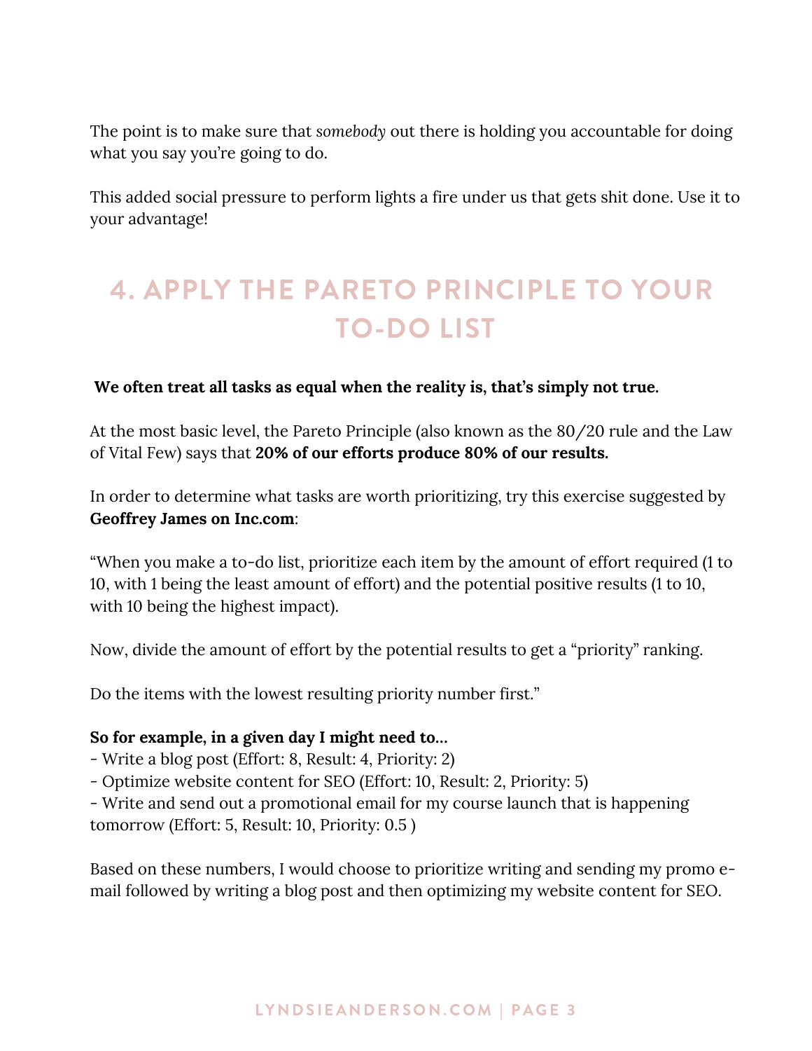The point is to make sure that *somebody* out there is holding you accountable for doing what you say you're going to do.

This added social pressure to perform lights a fire under us that gets shit done. Use it to your advantage!

## 4. APPLY THE PARETO PRINCIPLE TO YOUR TO-DO LIST

**We often treat all tasks as equal when the reality is, that's simply not true.**

At the most basic level, the Pareto Principle (also known as the 80/20 rule and the Law of Vital Few) says that **20% of our efforts produce 80% of our results.**

In order to determine what tasks are worth prioritizing, try this exercise suggested by **Geoffrey James on Inc.com**:

"When you make a to-do list, prioritize each item by the amount of effort required (1 to 10, with 1 being the least amount of effort) and the potential positive results (1 to 10, with 10 being the highest impact).

Now, divide the amount of effort by the potential results to get a "priority" ranking.

Do the items with the lowest resulting priority number first."

**So for example, in a given day I might need to...**

- Write a blog post (Effort: 8, Result: 4, Priority: 2)
- Optimize website content for SEO (Effort: 10, Result: 2, Priority: 5)
- Write and send out a promotional email for my course launch that is happening tomorrow (Effort: 5, Result: 10, Priority: 0.5 )

Based on these numbers, I would choose to prioritize writing and sending my promo e-mail followed by writing a blog post and then optimizing my website content for SEO.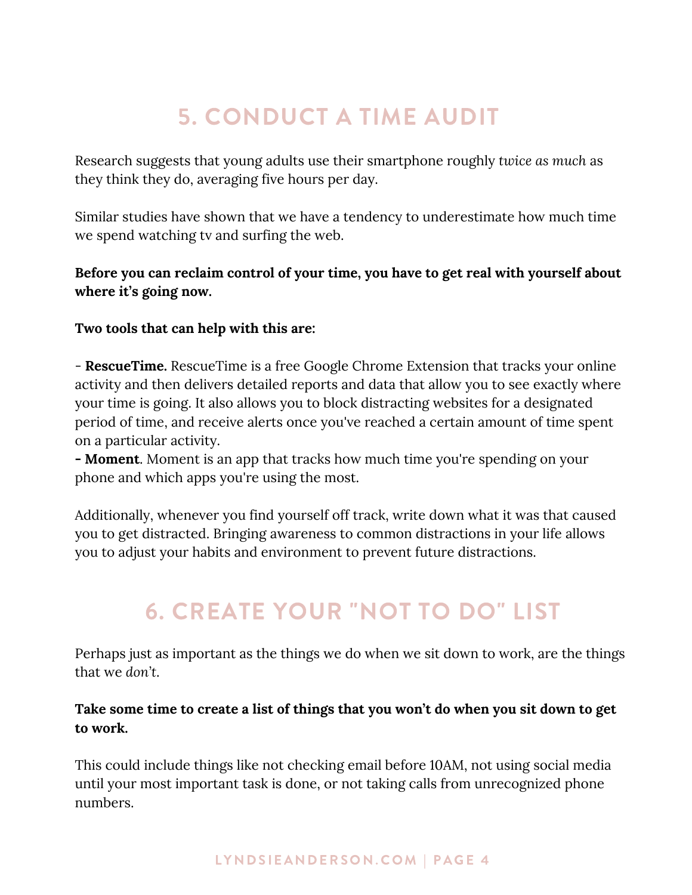## 5. CONDUCT A TIME AUDIT

Research suggests that young adults use their smartphone roughly *twice as much* as they think they do, averaging five hours per day.

Similar studies have shown that we have a tendency to underestimate how much time we spend watching tv and surfing the web.

**Before you can reclaim control of your time, you have to get real with yourself about where it's going now.**

**Two tools that can help with this are:**

- **RescueTime.** RescueTime is a free Google Chrome Extension that tracks your online activity and then delivers detailed reports and data that allow you to see exactly where your time is going. It also allows you to block distracting websites for a designated period of time, and receive alerts once you've reached a certain amount of time spent on a particular activity.
- **Moment**. Moment is an app that tracks how much time you're spending on your phone and which apps you're using the most.

Additionally, whenever you find yourself off track, write down what it was that caused you to get distracted. Bringing awareness to common distractions in your life allows you to adjust your habits and environment to prevent future distractions.

## 6. CREATE YOUR "NOT TO DO" LIST

Perhaps just as important as the things we do when we sit down to work, are the things that we *don't*.

**Take some time to create a list of things that you won't do when you sit down to get to work.**

This could include things like not checking email before 10AM, not using social media until your most important task is done, or not taking calls from unrecognized phone numbers.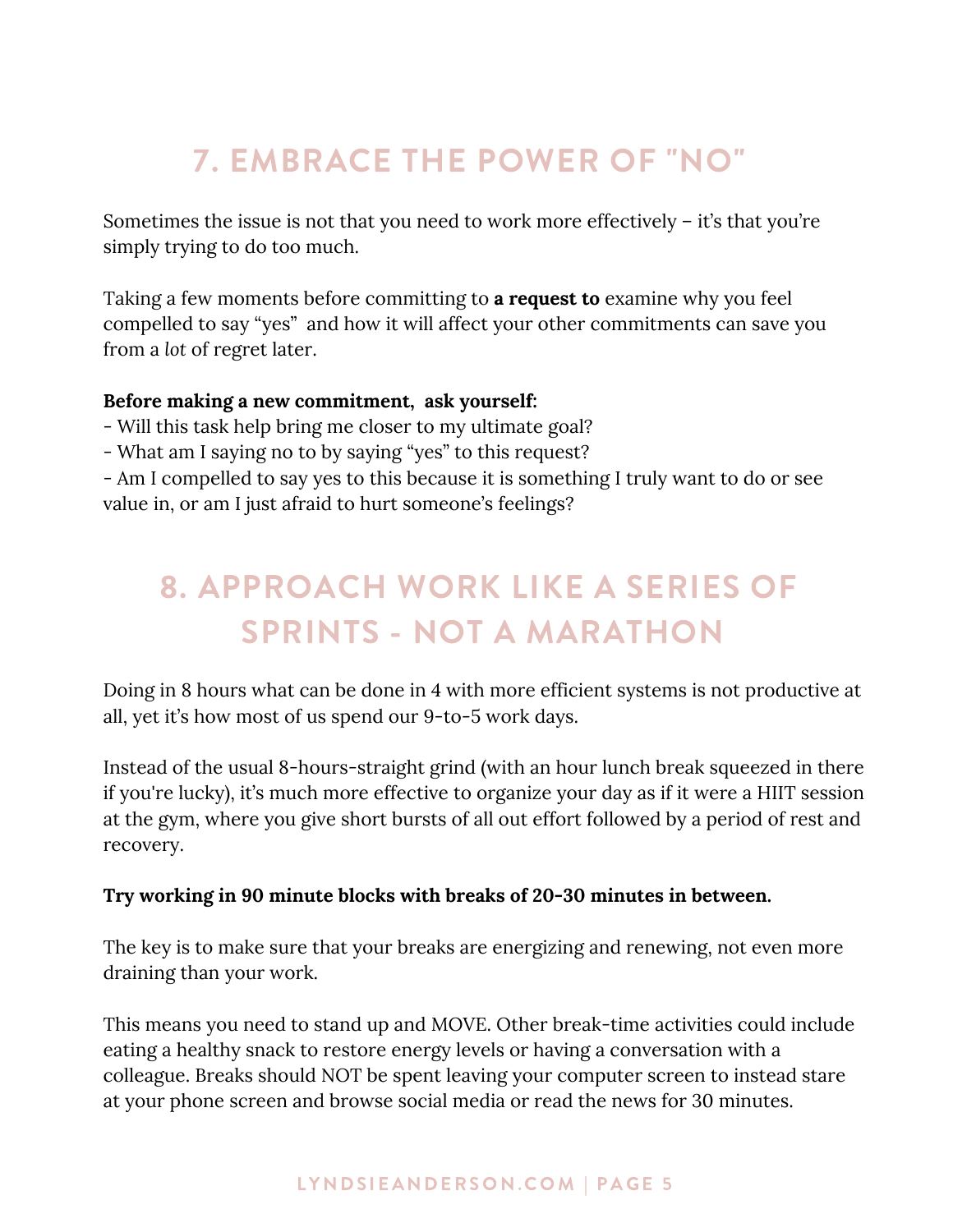## 7. EMBRACE THE POWER OF "NO"

Sometimes the issue is not that you need to work more effectively – it's that you're simply trying to do too much.

Taking a few moments before committing to **a request to** examine why you feel compelled to say "yes" and how it will affect your other commitments can save you from a *lot* of regret later.

**Before making a new commitment, ask yourself:**

- Will this task help bring me closer to my ultimate goal?
- What am I saying no to by saying "yes" to this request?
- Am I compelled to say yes to this because it is something I truly want to do or see value in, or am I just afraid to hurt someone's feelings?

## 8. APPROACH WORK LIKE A SERIES OF SPRINTS - NOT A MARATHON

Doing in 8 hours what can be done in 4 with more efficient systems is not productive at all, yet it's how most of us spend our 9-to-5 work days.

Instead of the usual 8-hours-straight grind (with an hour lunch break squeezed in there if you're lucky), it's much more effective to organize your day as if it were a HIIT session at the gym, where you give short bursts of all out effort followed by a period of rest and recovery.

**Try working in 90 minute blocks with breaks of 20-30 minutes in between.**

The key is to make sure that your breaks are energizing and renewing, not even more draining than your work.

This means you need to stand up and MOVE. Other break-time activities could include eating a healthy snack to restore energy levels or having a conversation with a colleague. Breaks should NOT be spent leaving your computer screen to instead stare at your phone screen and browse social media or read the news for 30 minutes.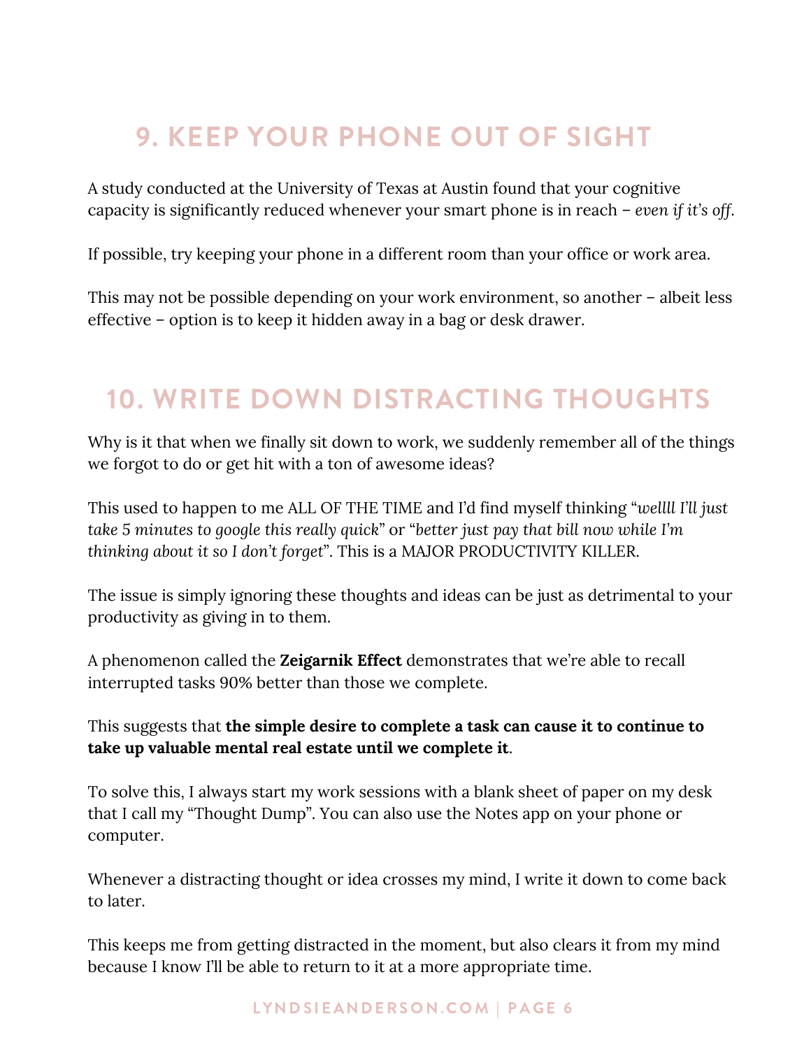## 9. KEEP YOUR PHONE OUT OF SIGHT

A study conducted at the University of Texas at Austin found that your cognitive capacity is significantly reduced whenever your smart phone is in reach – *even if it's off*.

If possible, try keeping your phone in a different room than your office or work area.

This may not be possible depending on your work environment, so another – albeit less effective – option is to keep it hidden away in a bag or desk drawer.

## 10. WRITE DOWN DISTRACTING THOUGHTS

Why is it that when we finally sit down to work, we suddenly remember all of the things we forgot to do or get hit with a ton of awesome ideas?

This used to happen to me ALL OF THE TIME and I'd find myself thinking "*wellll I'll just take 5 minutes to google this really quick*" or "*better just pay that bill now while I'm thinking about it so I don't forget*". This is a MAJOR PRODUCTIVITY KILLER.

The issue is simply ignoring these thoughts and ideas can be just as detrimental to your productivity as giving in to them.

A phenomenon called the **Zeigarnik Effect** demonstrates that we're able to recall interrupted tasks 90% better than those we complete.

This suggests that **the simple desire to complete a task can cause it to continue to take up valuable mental real estate until we complete it**.

To solve this, I always start my work sessions with a blank sheet of paper on my desk that I call my "Thought Dump". You can also use the Notes app on your phone or computer.

Whenever a distracting thought or idea crosses my mind, I write it down to come back to later.

This keeps me from getting distracted in the moment, but also clears it from my mind because I know I'll be able to return to it at a more appropriate time.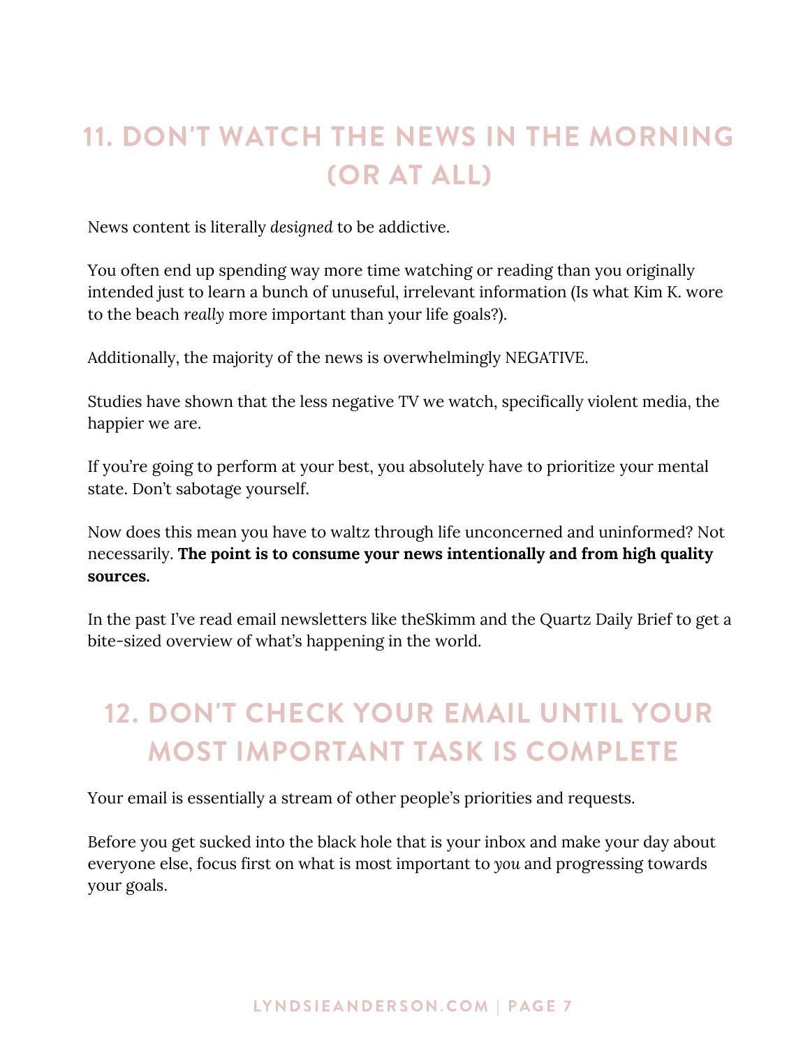## 11. DON'T WATCH THE NEWS IN THE MORNING (OR AT ALL)

News content is literally *designed* to be addictive.

You often end up spending way more time watching or reading than you originally intended just to learn a bunch of unuseful, irrelevant information (Is what Kim K. wore to the beach *really* more important than your life goals?).

Additionally, the majority of the news is overwhelmingly NEGATIVE.

Studies have shown that the less negative TV we watch, specifically violent media, the happier we are.

If you're going to perform at your best, you absolutely have to prioritize your mental state. Don't sabotage yourself.

Now does this mean you have to waltz through life unconcerned and uninformed? Not necessarily. **The point is to consume your news intentionally and from high quality sources.**

In the past I've read email newsletters like theSkimm and the Quartz Daily Brief to get a bite-sized overview of what's happening in the world.

## 12. DON'T CHECK YOUR EMAIL UNTIL YOUR MOST IMPORTANT TASK IS COMPLETE

Your email is essentially a stream of other people's priorities and requests.

Before you get sucked into the black hole that is your inbox and make your day about everyone else, focus first on what is most important to *you* and progressing towards your goals.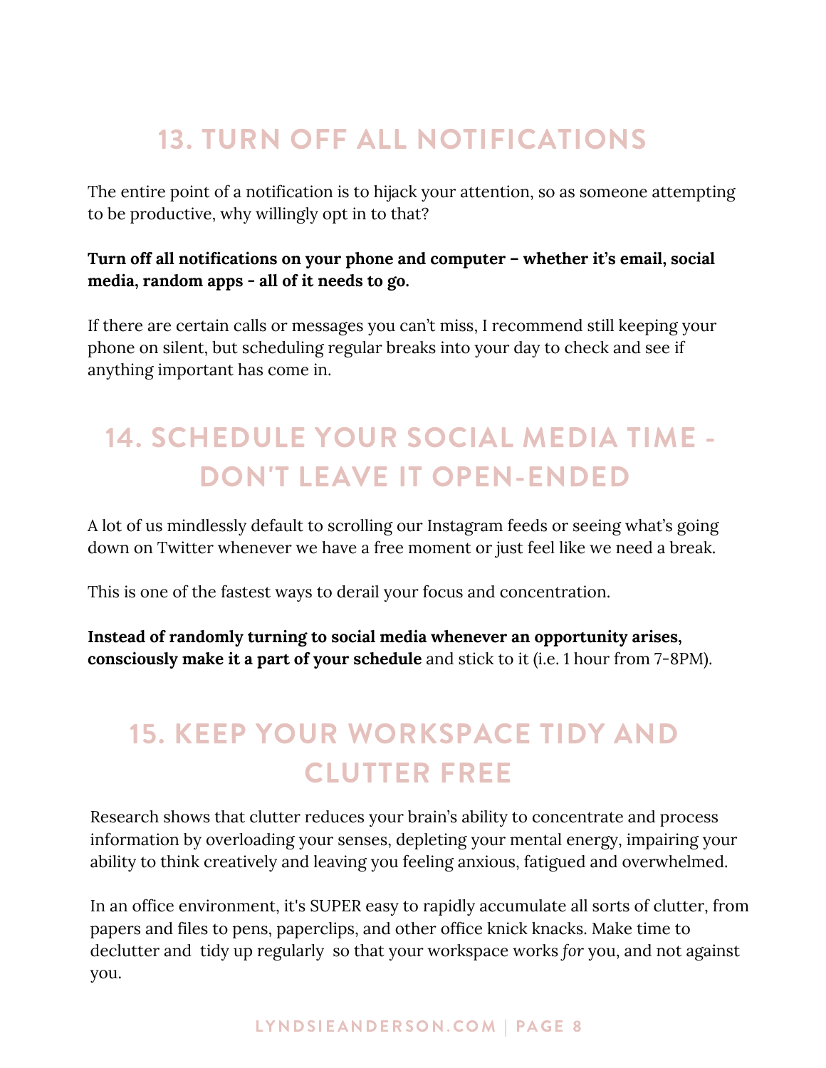## 13. TURN OFF ALL NOTIFICATIONS

The entire point of a notification is to hijack your attention, so as someone attempting to be productive, why willingly opt in to that?

**Turn off all notifications on your phone and computer – whether it's email, social media, random apps - all of it needs to go.**

If there are certain calls or messages you can't miss, I recommend still keeping your phone on silent, but scheduling regular breaks into your day to check and see if anything important has come in.

## 14. SCHEDULE YOUR SOCIAL MEDIA TIME - DON'T LEAVE IT OPEN-ENDED

A lot of us mindlessly default to scrolling our Instagram feeds or seeing what's going down on Twitter whenever we have a free moment or just feel like we need a break.

This is one of the fastest ways to derail your focus and concentration.

**Instead of randomly turning to social media whenever an opportunity arises, consciously make it a part of your schedule** and stick to it (i.e. 1 hour from 7-8PM).

## 15. KEEP YOUR WORKSPACE TIDY AND CLUTTER FREE

Research shows that clutter reduces your brain's ability to concentrate and process information by overloading your senses, depleting your mental energy, impairing your ability to think creatively and leaving you feeling anxious, fatigued and overwhelmed.

In an office environment, it's SUPER easy to rapidly accumulate all sorts of clutter, from papers and files to pens, paperclips, and other office knick knacks. Make time to declutter and tidy up regularly so that your workspace works *for* you, and not against you.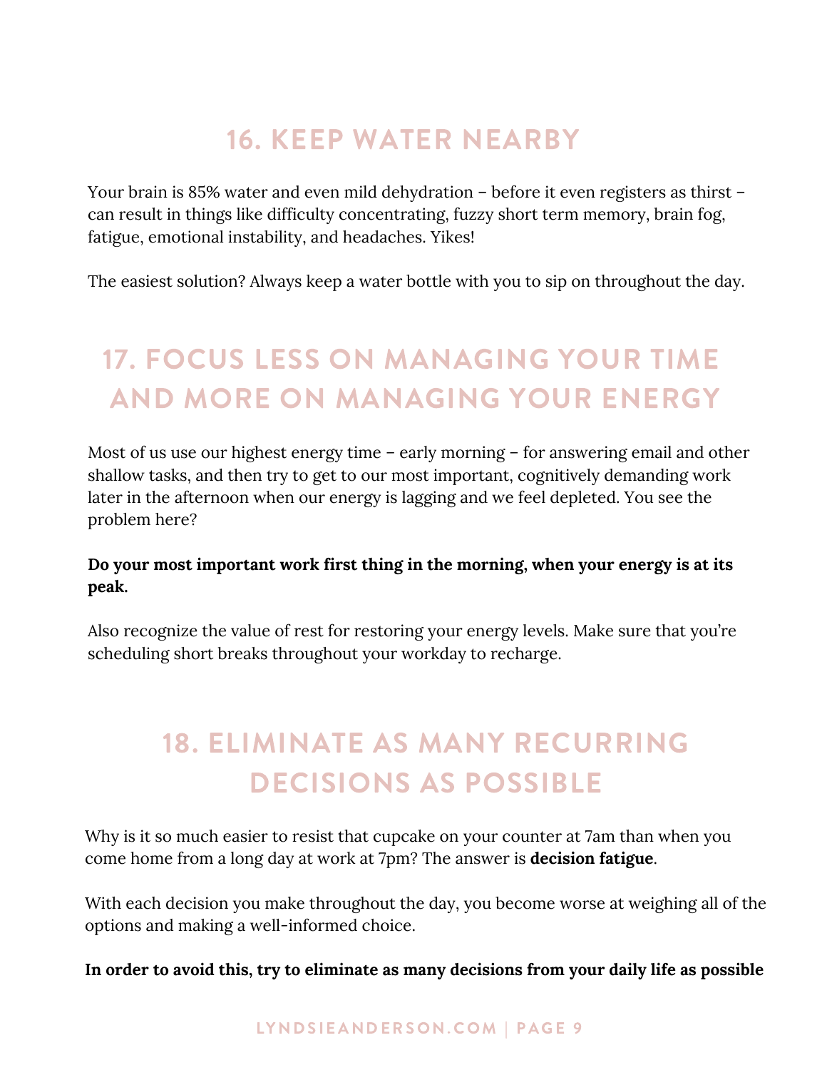## 16. KEEP WATER NEARBY

Your brain is 85% water and even mild dehydration – before it even registers as thirst – can result in things like difficulty concentrating, fuzzy short term memory, brain fog, fatigue, emotional instability, and headaches. Yikes!

The easiest solution? Always keep a water bottle with you to sip on throughout the day.

## 17. FOCUS LESS ON MANAGING YOUR TIME AND MORE ON MANAGING YOUR ENERGY

Most of us use our highest energy time – early morning – for answering email and other shallow tasks, and then try to get to our most important, cognitively demanding work later in the afternoon when our energy is lagging and we feel depleted. You see the problem here?

**Do your most important work first thing in the morning, when your energy is at its peak.**

Also recognize the value of rest for restoring your energy levels. Make sure that you're scheduling short breaks throughout your workday to recharge.

## 18. ELIMINATE AS MANY RECURRING DECISIONS AS POSSIBLE

Why is it so much easier to resist that cupcake on your counter at 7am than when you come home from a long day at work at 7pm? The answer is **decision fatigue**.

With each decision you make throughout the day, you become worse at weighing all of the options and making a well-informed choice.

**In order to avoid this, try to eliminate as many decisions from your daily life as possible**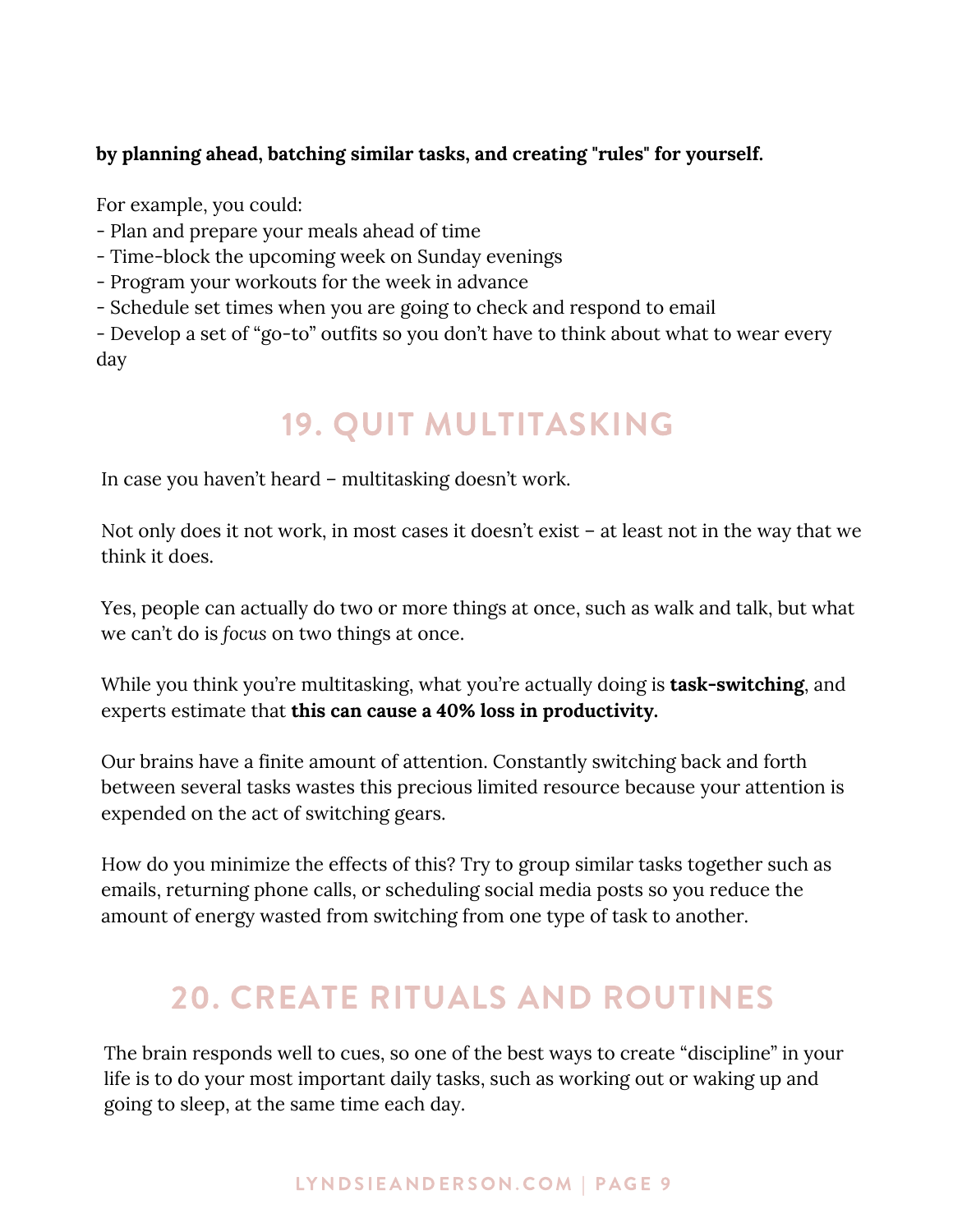**by planning ahead, batching similar tasks, and creating "rules" for yourself.**

For example, you could:

- Plan and prepare your meals ahead of time
- Time-block the upcoming week on Sunday evenings
- Program your workouts for the week in advance
- Schedule set times when you are going to check and respond to email
- Develop a set of "go-to" outfits so you don't have to think about what to wear every day

## 19. QUIT MULTITASKING

In case you haven't heard – multitasking doesn't work.

Not only does it not work, in most cases it doesn't exist – at least not in the way that we think it does.

Yes, people can actually do two or more things at once, such as walk and talk, but what we can't do is *focus* on two things at once.

While you think you're multitasking, what you're actually doing is **task-switching**, and experts estimate that **this can cause a 40% loss in productivity.**

Our brains have a finite amount of attention. Constantly switching back and forth between several tasks wastes this precious limited resource because your attention is expended on the act of switching gears.

How do you minimize the effects of this? Try to group similar tasks together such as emails, returning phone calls, or scheduling social media posts so you reduce the amount of energy wasted from switching from one type of task to another.

## 20. CREATE RITUALS AND ROUTINES

The brain responds well to cues, so one of the best ways to create "discipline" in your life is to do your most important daily tasks, such as working out or waking up and going to sleep, at the same time each day.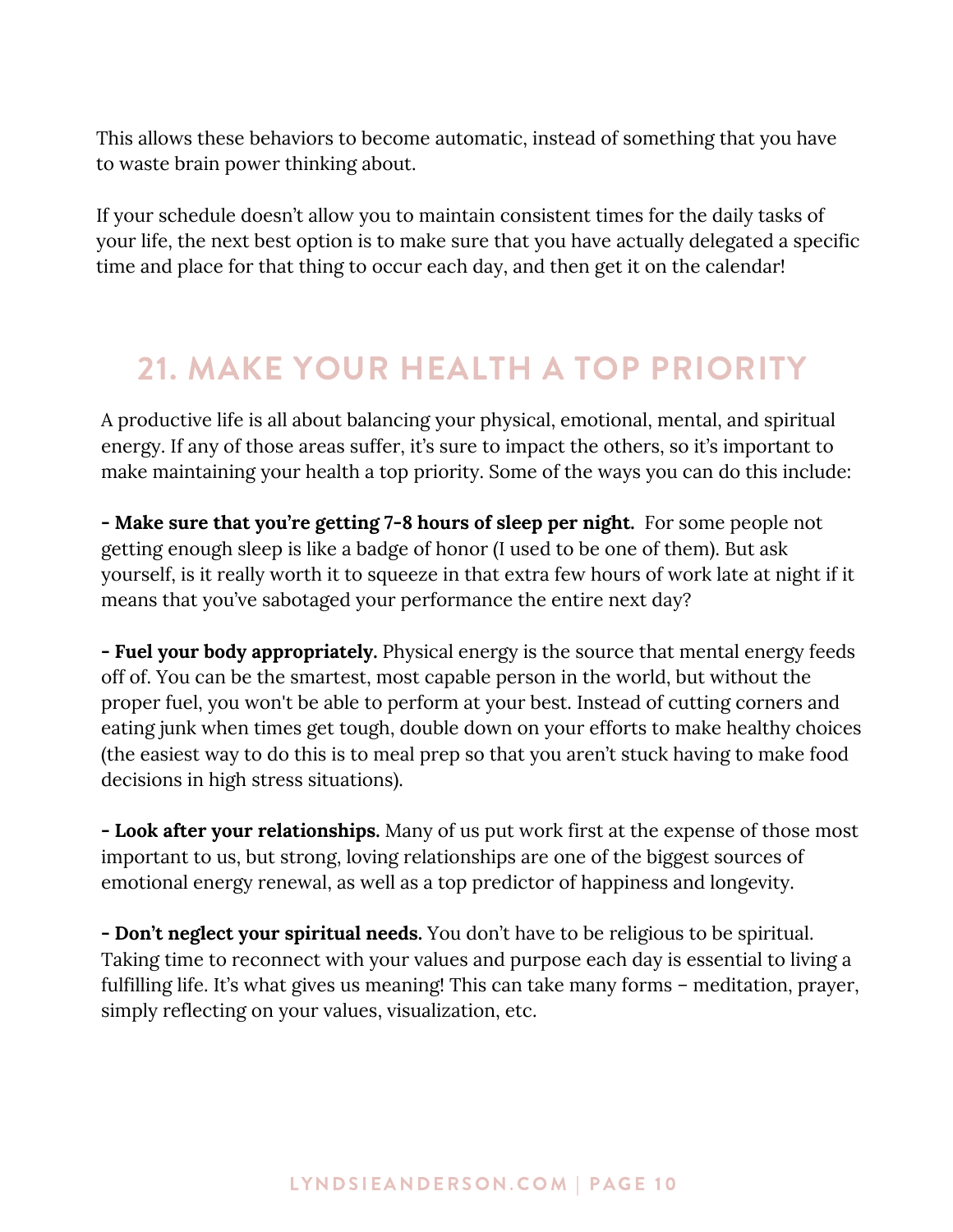This allows these behaviors to become automatic, instead of something that you have to waste brain power thinking about.

If your schedule doesn't allow you to maintain consistent times for the daily tasks of your life, the next best option is to make sure that you have actually delegated a specific time and place for that thing to occur each day, and then get it on the calendar!

## 21. MAKE YOUR HEALTH A TOP PRIORITY

A productive life is all about balancing your physical, emotional, mental, and spiritual energy. If any of those areas suffer, it's sure to impact the others, so it's important to make maintaining your health a top priority. Some of the ways you can do this include:

**- Make sure that you're getting 7-8 hours of sleep per night.** For some people not getting enough sleep is like a badge of honor (I used to be one of them). But ask yourself, is it really worth it to squeeze in that extra few hours of work late at night if it means that you've sabotaged your performance the entire next day?

**- Fuel your body appropriately.** Physical energy is the source that mental energy feeds off of. You can be the smartest, most capable person in the world, but without the proper fuel, you won't be able to perform at your best. Instead of cutting corners and eating junk when times get tough, double down on your efforts to make healthy choices (the easiest way to do this is to meal prep so that you aren't stuck having to make food decisions in high stress situations).

**- Look after your relationships.** Many of us put work first at the expense of those most important to us, but strong, loving relationships are one of the biggest sources of emotional energy renewal, as well as a top predictor of happiness and longevity.

**- Don't neglect your spiritual needs.** You don't have to be religious to be spiritual. Taking time to reconnect with your values and purpose each day is essential to living a fulfilling life. It's what gives us meaning! This can take many forms – meditation, prayer, simply reflecting on your values, visualization, etc.